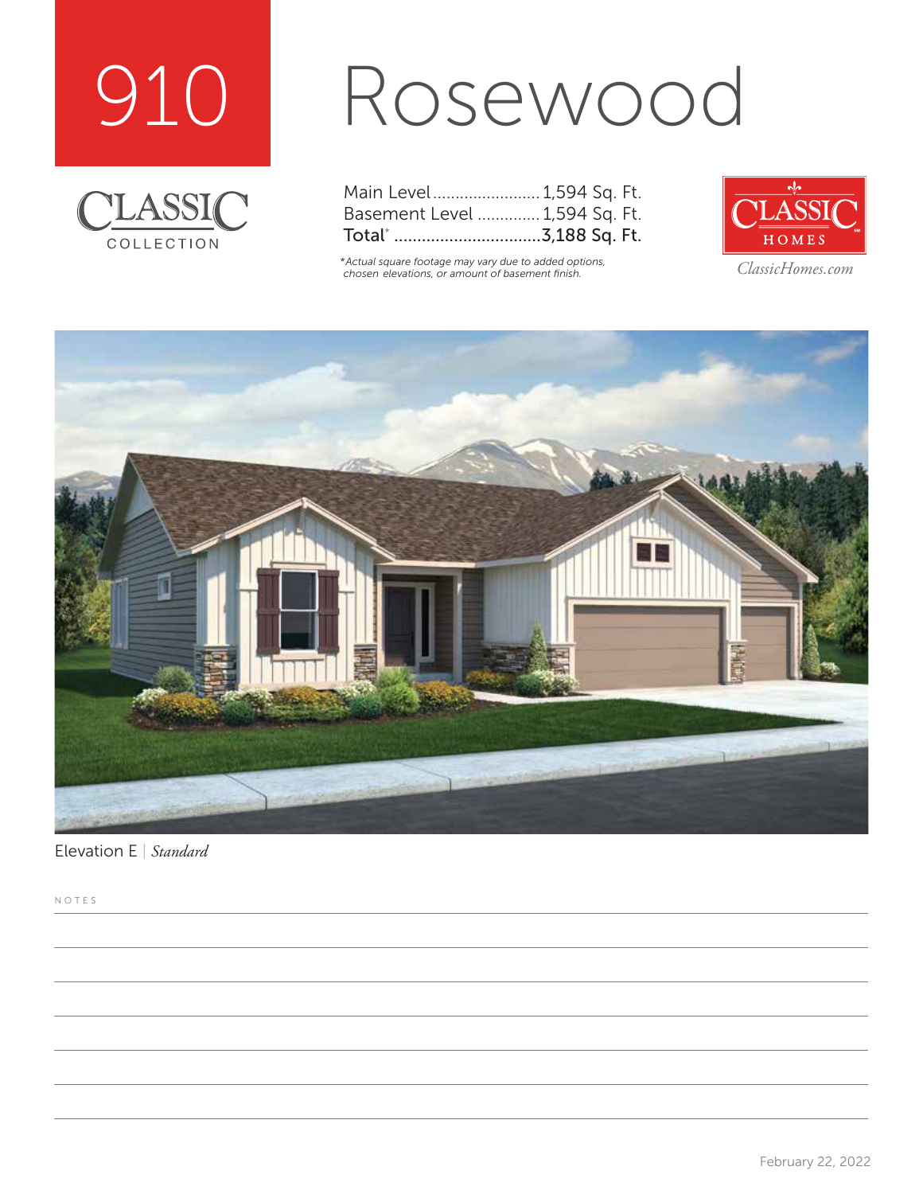# 910 Rosewood

CLASSIC COLLECTION

| | |
|---|---|
| Main Level | 1,594 Sq. Ft. |
| Basement Level | 1,594 Sq. Ft. |
| Total* | 3,188 Sq. Ft. |

*Actual square footage may vary due to added options, chosen elevations, or amount of basement finish.

CLASSIC HOMES

ClassicHomes.com

Elevation E | *Standard*

NOTES

February 22, 2022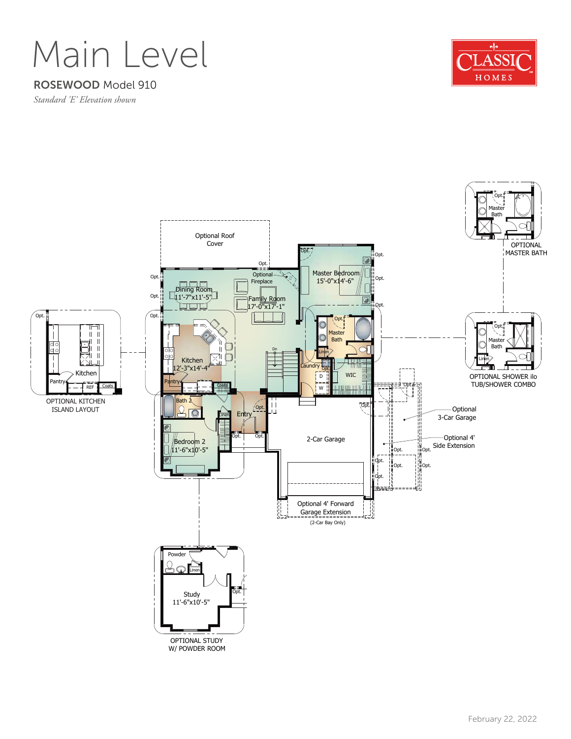# Main Level

## ROSEWOOD Model 910

*Standard 'E' Elevation shown*

CLASSIC HOMES

Optional Roof Cover

Opt.

Optional Fireplace

Dining Room 11'-7"x11'-5"

Family Room 17'-0"x17'-1"

Master Bedroom 15'-0"x14'-6"

Kitchen 12'-3"x14'-4"

Pantry

Coats

REF

Dn

Master Bath

Linen

Laundry

D

W

WIC

Bath 2

Entry

Bedroom 2 11'-6"x10'-5"

2-Car Garage

Optional 3-Car Garage

Optional 4' Side Extension

Optional 4' Forward Garage Extension (2-Car Bay Only)

OPTIONAL KITCHEN ISLAND LAYOUT

OPTIONAL MASTER BATH

OPTIONAL SHOWER ilo TUB/SHOWER COMBO

Powder

Study 11'-6"x10'-5"

OPTIONAL STUDY W/ POWDER ROOM

February 22, 2022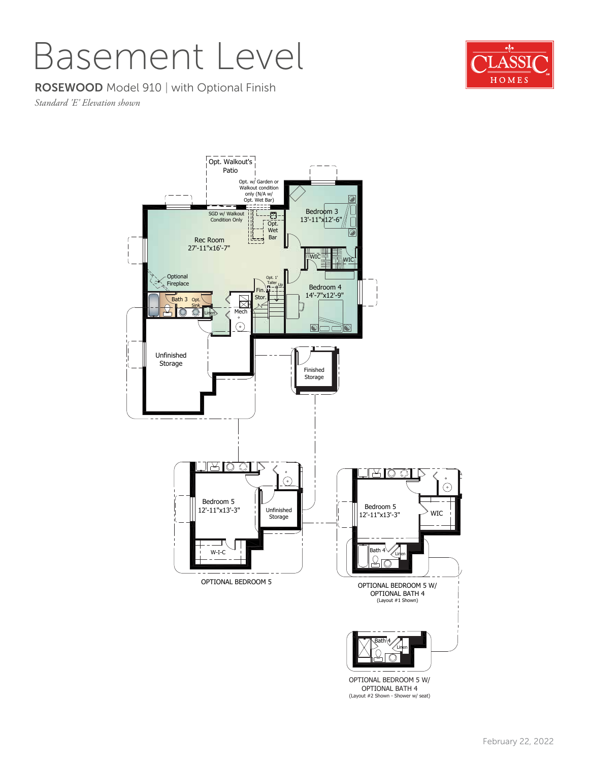# Basement Level

**ROSEWOOD** Model 910 | with Optional Finish

*Standard 'E' Elevation shown*

CLASSIC HOMES

Opt. Walkout's Patio

Opt. w/ Garden or Walkout condition only (N/A w/ Opt. Wet Bar)

SGD w/ Walkout Condition Only

Opt. Wet Bar

Bedroom 3
13'-11"x12'-6"

Rec Room
27'-11"x16'-7"

WIC

WIC

Optional Fireplace

Opt. 1' Taller

Up

Fin. Stor.

Bedroom 4
14'-7"x12'-9"

Bath 3

Opt. Sink

Linen

Mech

Unfinished Storage

Finished Storage

Bedroom 5
12'-11"x13'-3"

Unfinished Storage

W-I-C

OPTIONAL BEDROOM 5

Bedroom 5
12'-11"x13'-3"

WIC

Bath 4

Linen

OPTIONAL BEDROOM 5 W/ OPTIONAL BATH 4
(Layout #1 Shown)

Bath 4

Linen

OPTIONAL BEDROOM 5 W/ OPTIONAL BATH 4
(Layout #2 Shown - Shower w/ seat)

February 22, 2022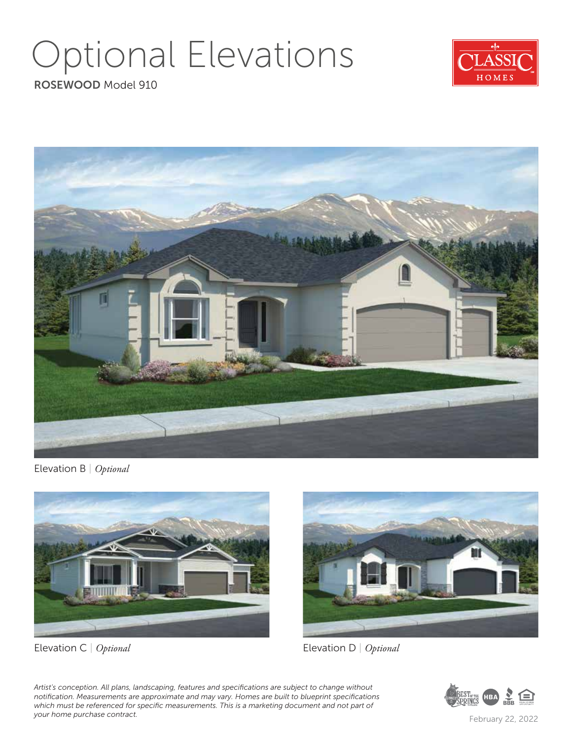# Optional Elevations

**ROSEWOOD** Model 910

CLASSIC HOMES

Elevation B | *Optional*

Elevation C | *Optional*

Elevation D | *Optional*

*Artist's conception. All plans, landscaping, features and specifications are subject to change without notification. Measurements are approximate and may vary. Homes are built to blueprint specifications which must be referenced for specific measurements. This is a marketing document and not part of your home purchase contract.*

February 22, 2022